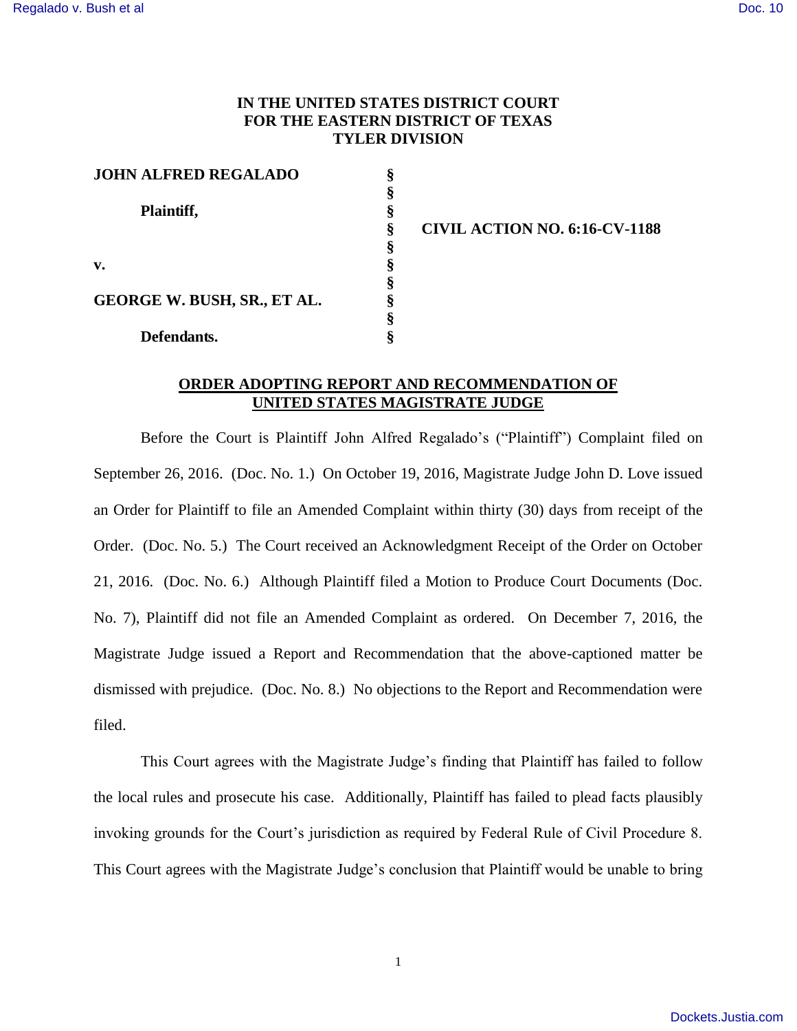# IN THE UNITED STATES DISTRICT COURT FOR THE EASTERN DISTRICT OF TEXAS TYLER DIVISION

| | | |
|---|---|---|
| **JOHN ALFRED REGALADO** | § | |
| | § | |
| **Plaintiff,** | § | |
| | § | **CIVIL ACTION NO. 6:16-CV-1188** |
| | § | |
| **v.** | § | |
| | § | |
| **GEORGE W. BUSH, SR., ET AL.** | § | |
| | § | |
| **Defendants.** | § | |

## ORDER ADOPTING REPORT AND RECOMMENDATION OF UNITED STATES MAGISTRATE JUDGE

Before the Court is Plaintiff John Alfred Regalado's ("Plaintiff") Complaint filed on September 26, 2016. (Doc. No. 1.) On October 19, 2016, Magistrate Judge John D. Love issued an Order for Plaintiff to file an Amended Complaint within thirty (30) days from receipt of the Order. (Doc. No. 5.) The Court received an Acknowledgment Receipt of the Order on October 21, 2016. (Doc. No. 6.) Although Plaintiff filed a Motion to Produce Court Documents (Doc. No. 7), Plaintiff did not file an Amended Complaint as ordered. On December 7, 2016, the Magistrate Judge issued a Report and Recommendation that the above-captioned matter be dismissed with prejudice. (Doc. No. 8.) No objections to the Report and Recommendation were filed.

This Court agrees with the Magistrate Judge's finding that Plaintiff has failed to follow the local rules and prosecute his case. Additionally, Plaintiff has failed to plead facts plausibly invoking grounds for the Court's jurisdiction as required by Federal Rule of Civil Procedure 8. This Court agrees with the Magistrate Judge's conclusion that Plaintiff would be unable to bring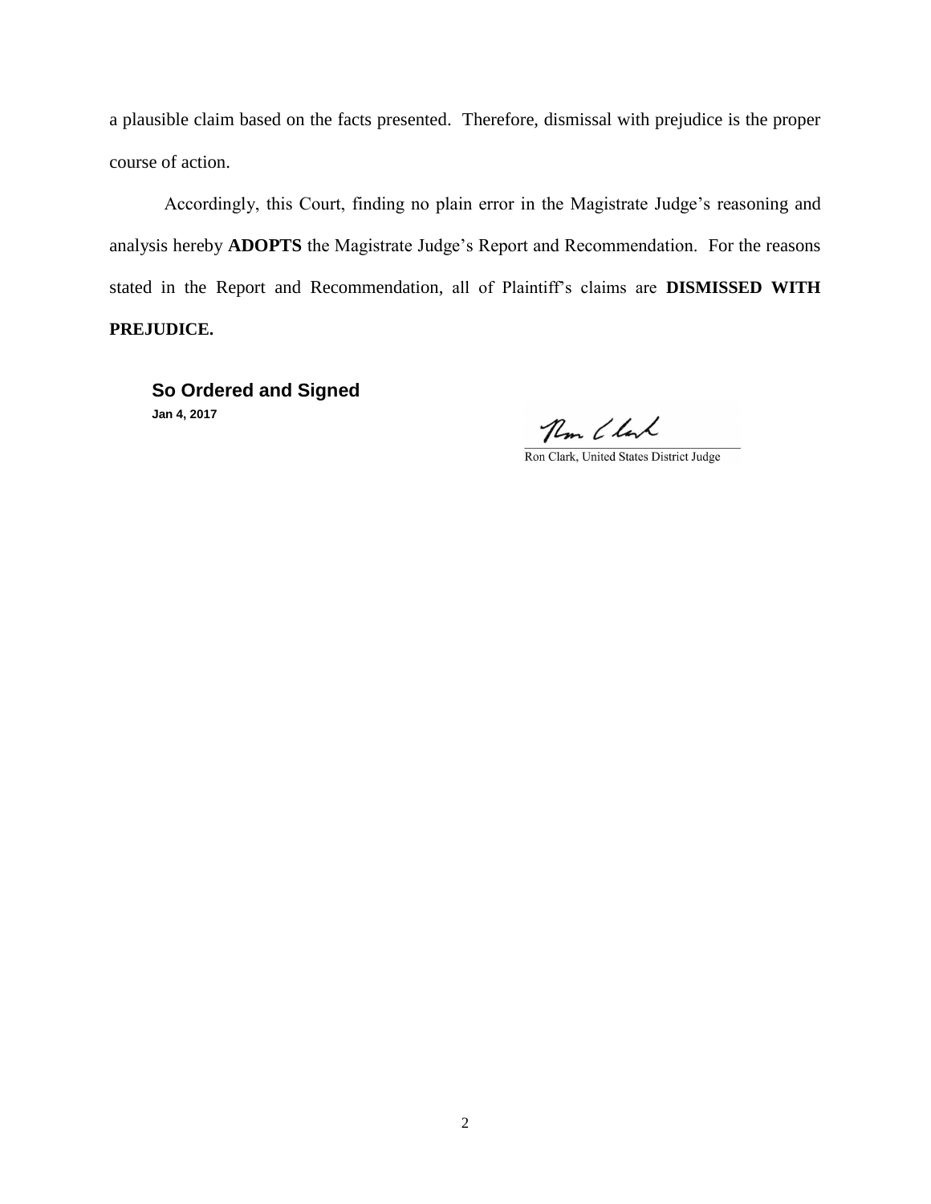a plausible claim based on the facts presented. Therefore, dismissal with prejudice is the proper course of action.

Accordingly, this Court, finding no plain error in the Magistrate Judge's reasoning and analysis hereby **ADOPTS** the Magistrate Judge's Report and Recommendation. For the reasons stated in the Report and Recommendation, all of Plaintiff's claims are **DISMISSED WITH PREJUDICE.**

**So Ordered and Signed**

**Jan 4, 2017**

Ron Clark, United States District Judge